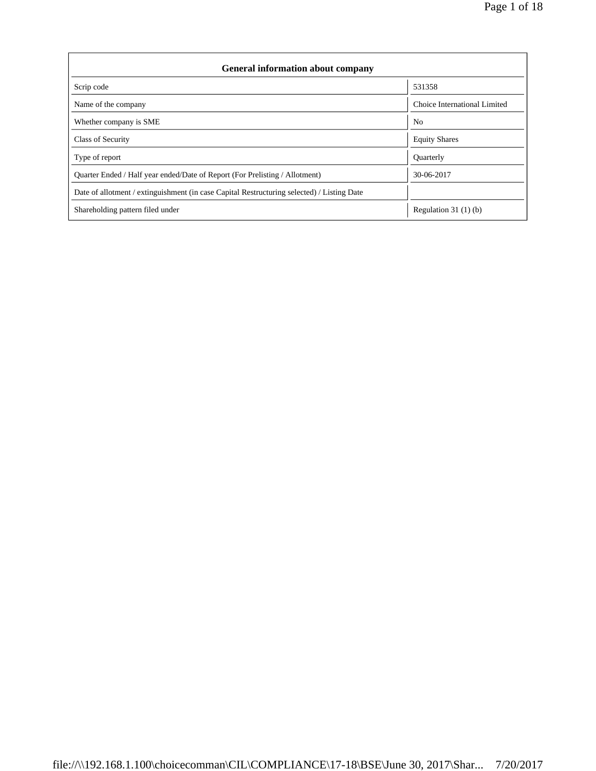| General information about company | |
|---|---|
| Scrip code | 531358 |
| Name of the company | Choice International Limited |
| Whether company is SME | No |
| Class of Security | Equity Shares |
| Type of report | Quarterly |
| Quarter Ended / Half year ended/Date of Report (For Prelisting / Allotment) | 30-06-2017 |
| Date of allotment / extinguishment (in case Capital Restructuring selected) / Listing Date | |
| Shareholding pattern filed under | Regulation 31 (1) (b) |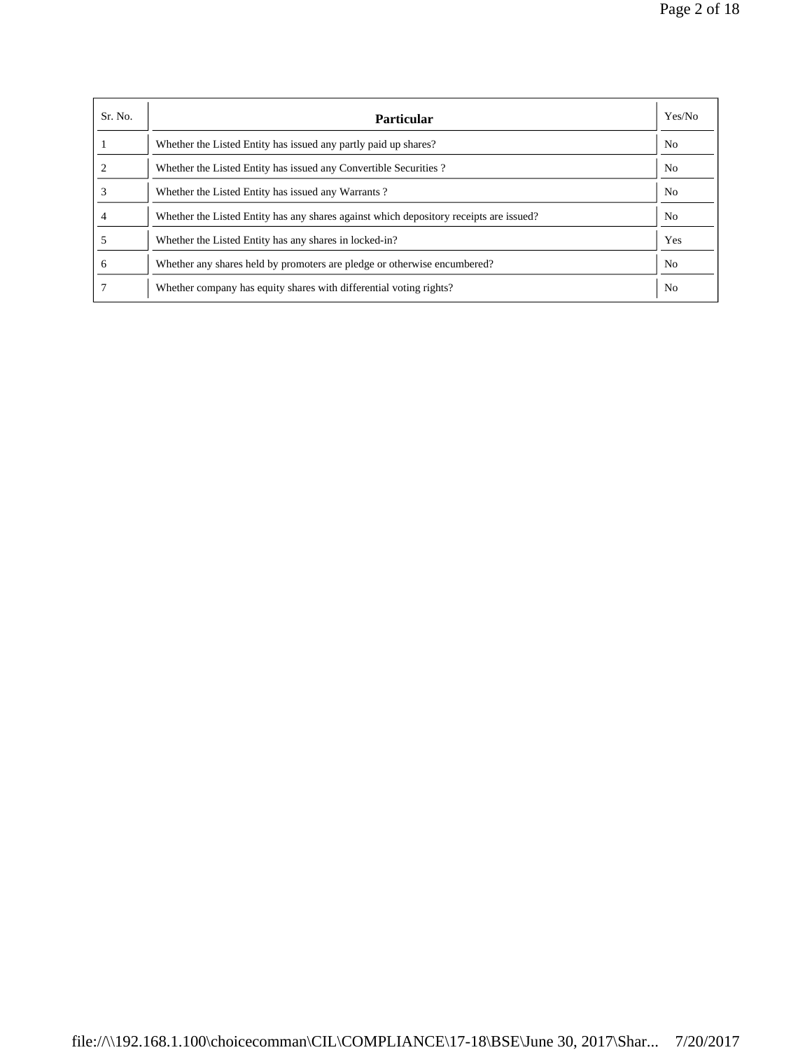| Sr. No. | Particular | Yes/No |
|---|---|---|
| 1 | Whether the Listed Entity has issued any partly paid up shares? | No |
| 2 | Whether the Listed Entity has issued any Convertible Securities ? | No |
| 3 | Whether the Listed Entity has issued any Warrants ? | No |
| 4 | Whether the Listed Entity has any shares against which depository receipts are issued? | No |
| 5 | Whether the Listed Entity has any shares in locked-in? | Yes |
| 6 | Whether any shares held by promoters are pledge or otherwise encumbered? | No |
| 7 | Whether company has equity shares with differential voting rights? | No |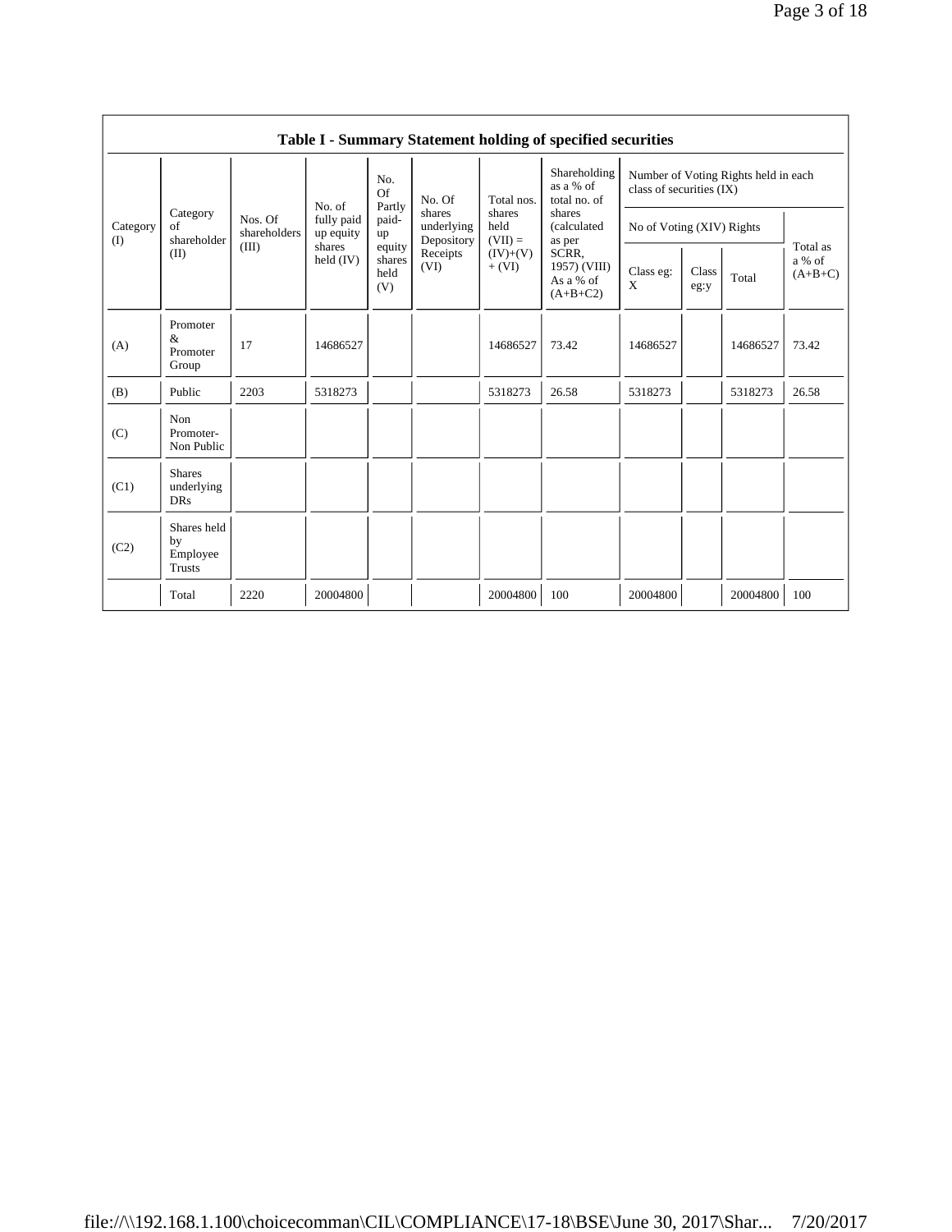## Table I - Summary Statement holding of specified securities

| Category (I) | Category of shareholder (II) | Nos. Of shareholders (III) | No. of fully paid up equity shares held (IV) | No. Of Partly paid-up equity shares held (V) | No. Of shares underlying Depository Receipts (VI) | Total nos. shares held (VII) = (IV)+(V)+ (VI) | Shareholding as a % of total no. of shares (calculated as per SCRR, 1957) (VIII) As a % of (A+B+C2) | Number of Voting Rights held in each class of securities (IX) | | | |
|---|---|---|---|---|---|---|---|---|---|---|---|
| | | | | | | | | No of Voting (XIV) Rights | | | Total as a % of (A+B+C) |
| | | | | | | | | Class eg: X | Class eg:y | Total | |
| (A) | Promoter & Promoter Group | 17 | 14686527 | | | 14686527 | 73.42 | 14686527 | | 14686527 | 73.42 |
| (B) | Public | 2203 | 5318273 | | | 5318273 | 26.58 | 5318273 | | 5318273 | 26.58 |
| (C) | Non Promoter- Non Public | | | | | | | | | | |
| (C1) | Shares underlying DRs | | | | | | | | | | |
| (C2) | Shares held by Employee Trusts | | | | | | | | | | |
| | Total | 2220 | 20004800 | | | 20004800 | 100 | 20004800 | | 20004800 | 100 |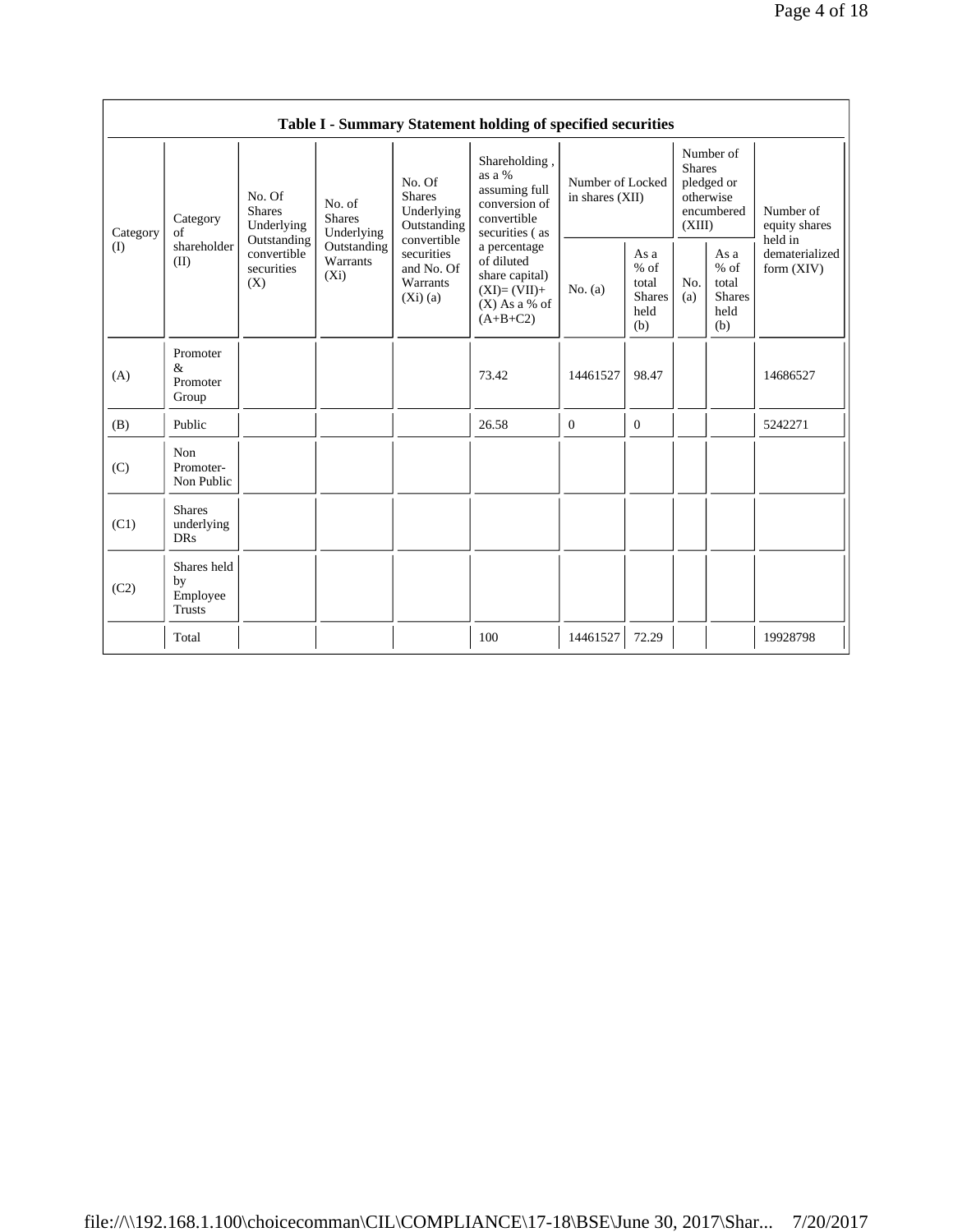| Table I - Summary Statement holding of specified securities | | | | | | | | | | | |
|---|---|---|---|---|---|---|---|---|---|---|---|
| Category (I) | Category of shareholder (II) | No. Of Shares Underlying Outstanding convertible securities (X) | No. of Shares Underlying Outstanding Warrants (Xi) | No. Of Shares Underlying Outstanding convertible securities and No. Of Warrants (Xi) (a) | Shareholding , as a % assuming full conversion of convertible securities ( as a percentage of diluted share capital) (XI)= (VII)+(X) As a % of (A+B+C2) | Number of Locked in shares (XII) | | Number of Shares pledged or otherwise encumbered (XIII) | | Number of equity shares held in dematerialized form (XIV) |
| | | | | | | No. (a) | As a % of total Shares held (b) | No. (a) | As a % of total Shares held (b) | |
| (A) | Promoter & Promoter Group | | | | 73.42 | 14461527 | 98.47 | | | 14686527 |
| (B) | Public | | | | 26.58 | 0 | 0 | | | 5242271 |
| (C) | Non Promoter- Non Public | | | | | | | | | |
| (C1) | Shares underlying DRs | | | | | | | | | |
| (C2) | Shares held by Employee Trusts | | | | | | | | | |
| | Total | | | | 100 | 14461527 | 72.29 | | | 19928798 |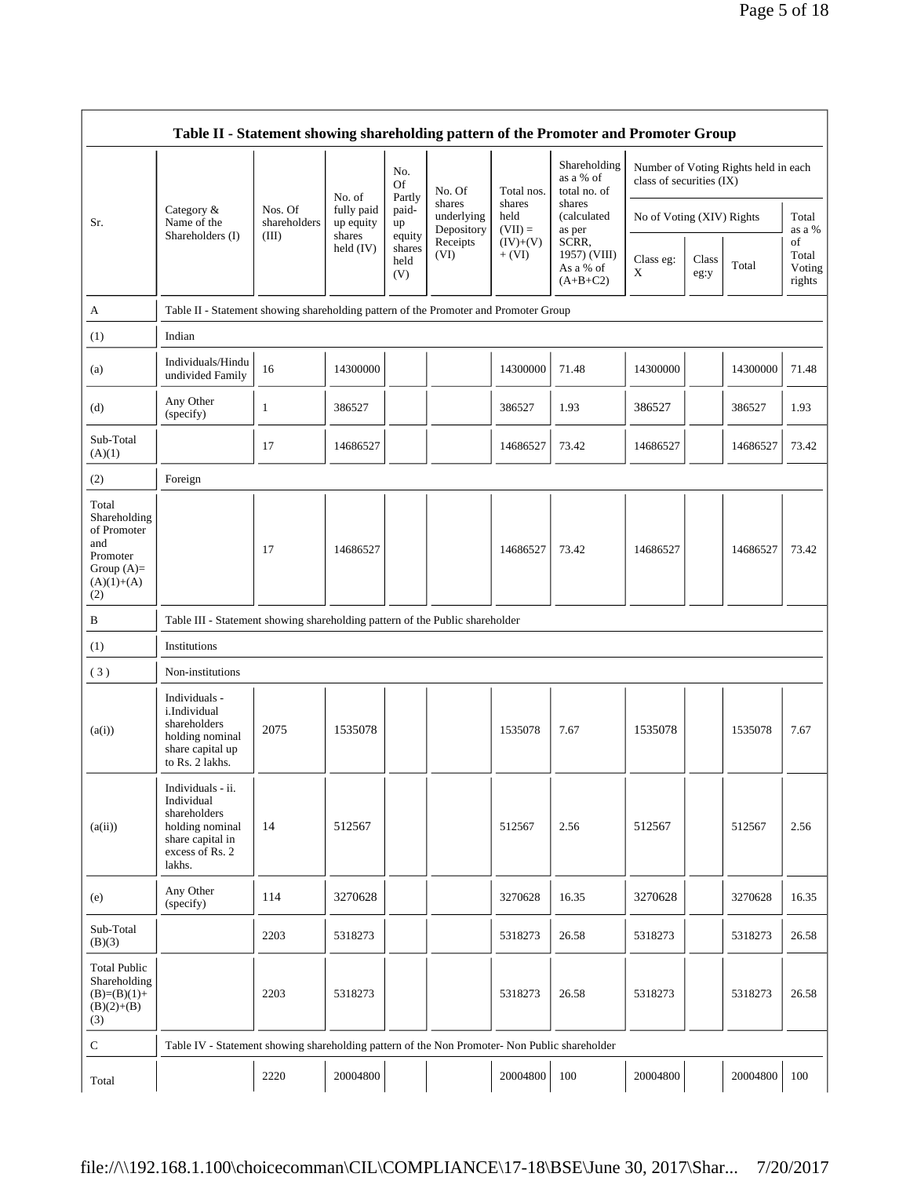## Table II - Statement showing shareholding pattern of the Promoter and Promoter Group

| Sr. | Category & Name of the Shareholders (I) | Nos. Of shareholders (III) | No. of fully paid up equity shares held (IV) | No. Of Partly paid-up equity shares held (V) | No. Of shares underlying Depository Receipts (VI) | Total nos. shares held (VII) = (IV)+(V)+ (VI) | Shareholding as a % of total no. of shares (calculated as per SCRR, 1957) (VIII) As a % of (A+B+C2) | Number of Voting Rights held in each class of securities (IX) | | | |
|---|---|---|---|---|---|---|---|---|---|---|---|
| | | | | | | | | No of Voting (XIV) Rights | | | Total as a % of Total Voting rights |
| | | | | | | | | Class eg: X | Class eg:y | Total | |
| A | Table II - Statement showing shareholding pattern of the Promoter and Promoter Group | | | | | | | | | | |
| (1) | Indian | | | | | | | | | | |
| (a) | Individuals/Hindu undivided Family | 16 | 14300000 | | | 14300000 | 71.48 | 14300000 | | 14300000 | 71.48 |
| (d) | Any Other (specify) | 1 | 386527 | | | 386527 | 1.93 | 386527 | | 386527 | 1.93 |
| Sub-Total (A)(1) | | 17 | 14686527 | | | 14686527 | 73.42 | 14686527 | | 14686527 | 73.42 |
| (2) | Foreign | | | | | | | | | | |
| Total Shareholding of Promoter and Promoter Group (A)=(A)(1)+(A)(2) | | 17 | 14686527 | | | 14686527 | 73.42 | 14686527 | | 14686527 | 73.42 |
| B | Table III - Statement showing shareholding pattern of the Public shareholder | | | | | | | | | | |
| (1) | Institutions | | | | | | | | | | |
| ( 3 ) | Non-institutions | | | | | | | | | | |
| (a(i)) | Individuals - i.Individual shareholders holding nominal share capital up to Rs. 2 lakhs. | 2075 | 1535078 | | | 1535078 | 7.67 | 1535078 | | 1535078 | 7.67 |
| (a(ii)) | Individuals - ii. Individual shareholders holding nominal share capital in excess of Rs. 2 lakhs. | 14 | 512567 | | | 512567 | 2.56 | 512567 | | 512567 | 2.56 |
| (e) | Any Other (specify) | 114 | 3270628 | | | 3270628 | 16.35 | 3270628 | | 3270628 | 16.35 |
| Sub-Total (B)(3) | | 2203 | 5318273 | | | 5318273 | 26.58 | 5318273 | | 5318273 | 26.58 |
| Total Public Shareholding (B)=(B)(1)+(B)(2)+(B)(3) | | 2203 | 5318273 | | | 5318273 | 26.58 | 5318273 | | 5318273 | 26.58 |
| C | Table IV - Statement showing shareholding pattern of the Non Promoter- Non Public shareholder | | | | | | | | | | |
| Total | | 2220 | 20004800 | | | 20004800 | 100 | 20004800 | | 20004800 | 100 |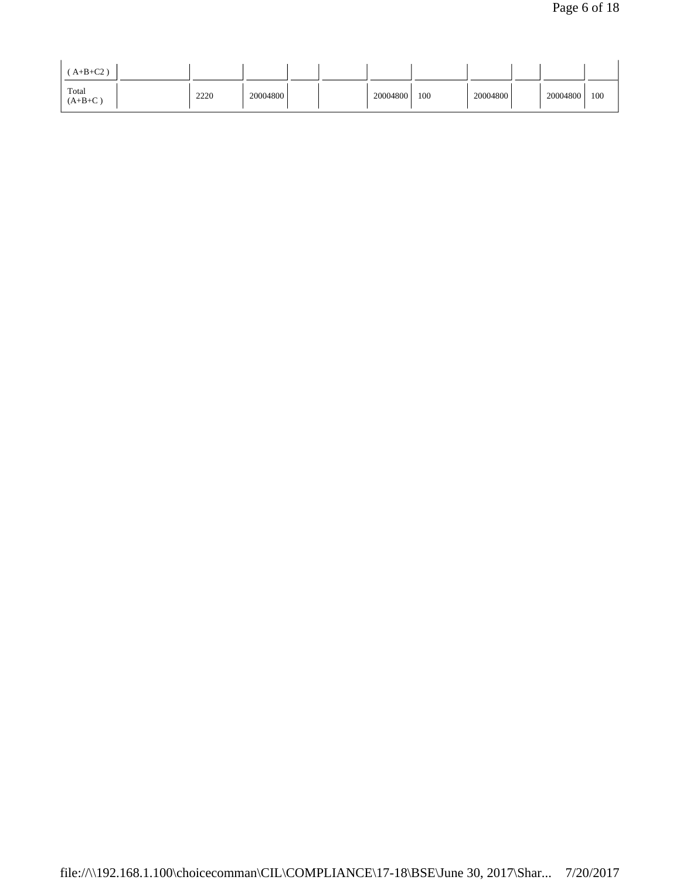| ( A+B+C2 ) | | | | | | | | | | | |
|---|---|---|---|---|---|---|---|---|---|---|---|
| Total (A+B+C ) | | 2220 | 20004800 | | | 20004800 | 100 | 20004800 | | 20004800 | 100 |

file://\\192.168.1.100\choicecomman\CIL\COMPLIANCE\17-18\BSE\June 30, 2017\Shar... 7/20/2017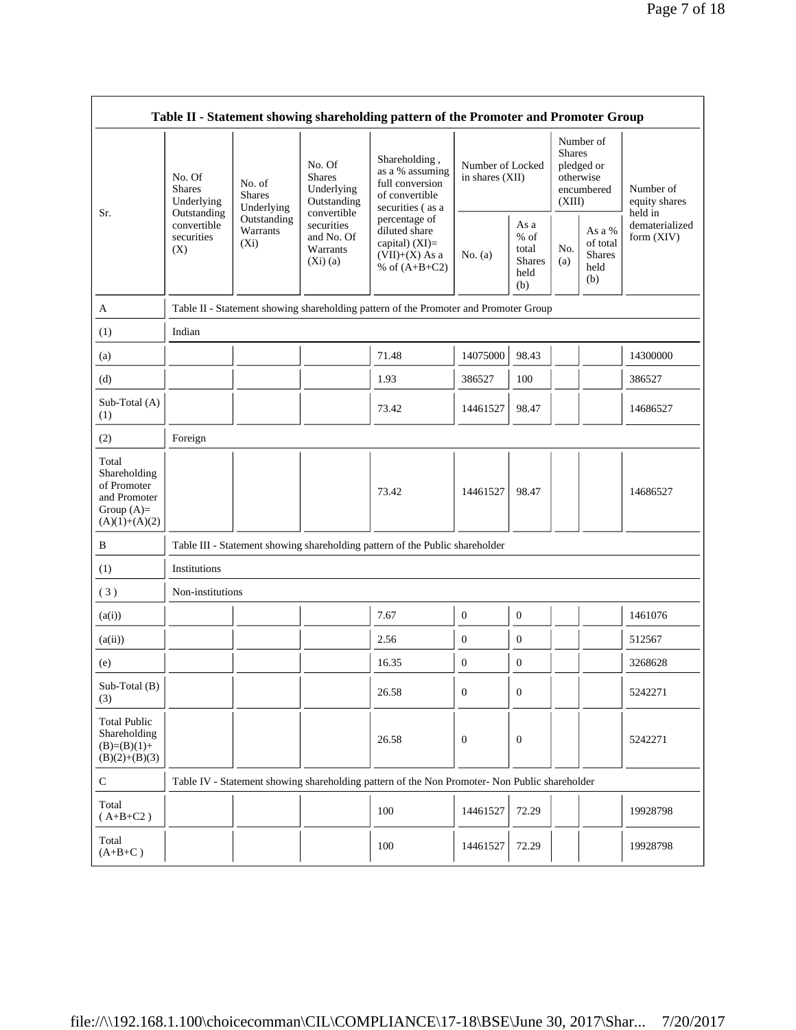## Table II - Statement showing shareholding pattern of the Promoter and Promoter Group

| Sr. | No. Of Shares Underlying Outstanding convertible securities (X) | No. of Shares Underlying Outstanding Warrants (Xi) | No. Of Shares Underlying Outstanding convertible securities and No. Of Warrants (Xi) (a) | Shareholding , as a % assuming full conversion of convertible securities ( as a percentage of diluted share capital) (XI)= (VII)+(X) As a % of (A+B+C2) | Number of Locked in shares (XII) | | Number of Shares pledged or otherwise encumbered (XIII) | | Number of equity shares held in dematerialized form (XIV) |
|---|---|---|---|---|---|---|---|---|---|
| | | | | | No. (a) | As a % of total Shares held (b) | No. (a) | As a % of total Shares held (b) | |
| A | Table II - Statement showing shareholding pattern of the Promoter and Promoter Group | | | | | | | | |
| (1) | Indian | | | | | | | | |
| (a) | | | | 71.48 | 14075000 | 98.43 | | | 14300000 |
| (d) | | | | 1.93 | 386527 | 100 | | | 386527 |
| Sub-Total (A) (1) | | | | 73.42 | 14461527 | 98.47 | | | 14686527 |
| (2) | Foreign | | | | | | | | |
| Total Shareholding of Promoter and Promoter Group (A)= (A)(1)+(A)(2) | | | | 73.42 | 14461527 | 98.47 | | | 14686527 |
| B | Table III - Statement showing shareholding pattern of the Public shareholder | | | | | | | | |
| (1) | Institutions | | | | | | | | |
| ( 3 ) | Non-institutions | | | | | | | | |
| (a(i)) | | | | 7.67 | 0 | 0 | | | 1461076 |
| (a(ii)) | | | | 2.56 | 0 | 0 | | | 512567 |
| (e) | | | | 16.35 | 0 | 0 | | | 3268628 |
| Sub-Total (B) (3) | | | | 26.58 | 0 | 0 | | | 5242271 |
| Total Public Shareholding (B)=(B)(1)+ (B)(2)+(B)(3) | | | | 26.58 | 0 | 0 | | | 5242271 |
| C | Table IV - Statement showing shareholding pattern of the Non Promoter- Non Public shareholder | | | | | | | | |
| Total ( A+B+C2 ) | | | | 100 | 14461527 | 72.29 | | | 19928798 |
| Total (A+B+C ) | | | | 100 | 14461527 | 72.29 | | | 19928798 |

file://\\192.168.1.100\choicecomman\CIL\COMPLIANCE\17-18\BSE\June 30, 2017\Shar... 7/20/2017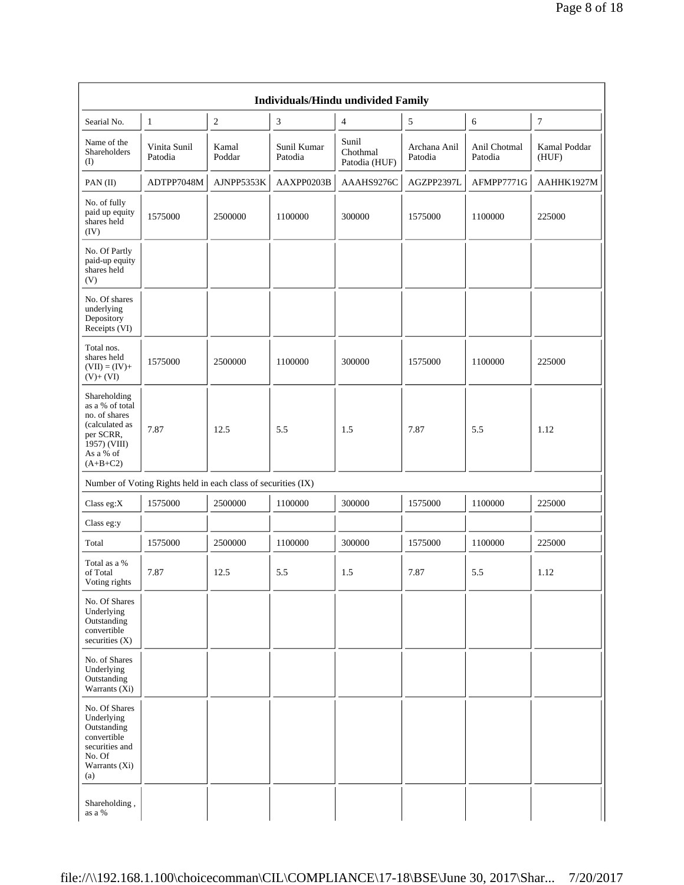| Individuals/Hindu undivided Family | | | | | | | |
|---|---|---|---|---|---|---|---|
| Searial No. | 1 | 2 | 3 | 4 | 5 | 6 | 7 |
| Name of the Shareholders (I) | Vinita Sunil Patodia | Kamal Poddar | Sunil Kumar Patodia | Sunil Chothmal Patodia (HUF) | Archana Anil Patodia | Anil Chotmal Patodia | Kamal Poddar (HUF) |
| PAN (II) | ADTPP7048M | AJNPP5353K | AAXPP0203B | AAAHS9276C | AGZPP2397L | AFMPP7771G | AAHHK1927M |
| No. of fully paid up equity shares held (IV) | 1575000 | 2500000 | 1100000 | 300000 | 1575000 | 1100000 | 225000 |
| No. Of Partly paid-up equity shares held (V) | | | | | | | |
| No. Of shares underlying Depository Receipts (VI) | | | | | | | |
| Total nos. shares held (VII) = (IV)+ (V)+ (VI) | 1575000 | 2500000 | 1100000 | 300000 | 1575000 | 1100000 | 225000 |
| Shareholding as a % of total no. of shares (calculated as per SCRR, 1957) (VIII) As a % of (A+B+C2) | 7.87 | 12.5 | 5.5 | 1.5 | 7.87 | 5.5 | 1.12 |
| Number of Voting Rights held in each class of securities (IX) | | | | | | | |
| Class eg:X | 1575000 | 2500000 | 1100000 | 300000 | 1575000 | 1100000 | 225000 |
| Class eg:y | | | | | | | |
| Total | 1575000 | 2500000 | 1100000 | 300000 | 1575000 | 1100000 | 225000 |
| Total as a % of Total Voting rights | 7.87 | 12.5 | 5.5 | 1.5 | 7.87 | 5.5 | 1.12 |
| No. Of Shares Underlying Outstanding convertible securities (X) | | | | | | | |
| No. of Shares Underlying Outstanding Warrants (Xi) | | | | | | | |
| No. Of Shares Underlying Outstanding convertible securities and No. Of Warrants (Xi) (a) | | | | | | | |
| Shareholding , as a % | | | | | | | |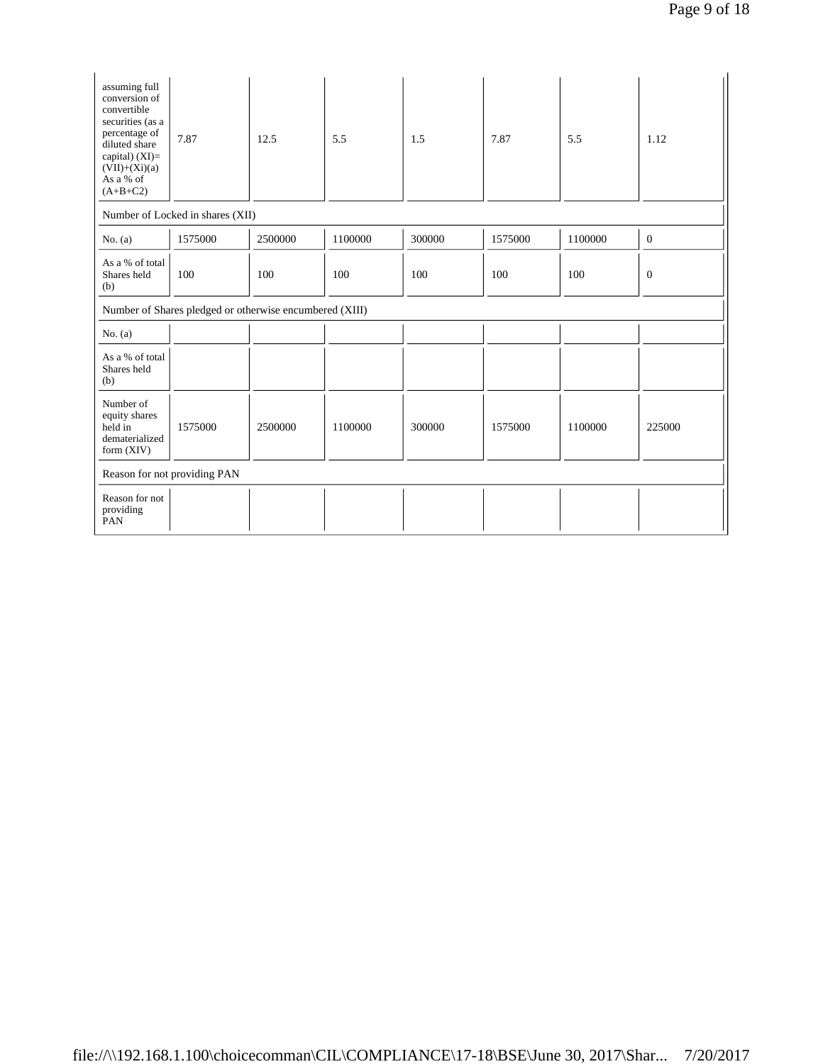| | | | | | | | |
|---|---|---|---|---|---|---|---|
| assuming full conversion of convertible securities (as a percentage of diluted share capital) (XI)= (VII)+(Xi)(a) As a % of (A+B+C2) | 7.87 | 12.5 | 5.5 | 1.5 | 7.87 | 5.5 | 1.12 |
| Number of Locked in shares (XII) | | | | | | | |
| No. (a) | 1575000 | 2500000 | 1100000 | 300000 | 1575000 | 1100000 | 0 |
| As a % of total Shares held (b) | 100 | 100 | 100 | 100 | 100 | 100 | 0 |
| Number of Shares pledged or otherwise encumbered (XIII) | | | | | | | |
| No. (a) | | | | | | | |
| As a % of total Shares held (b) | | | | | | | |
| Number of equity shares held in dematerialized form (XIV) | 1575000 | 2500000 | 1100000 | 300000 | 1575000 | 1100000 | 225000 |
| Reason for not providing PAN | | | | | | | |
| Reason for not providing PAN | | | | | | | |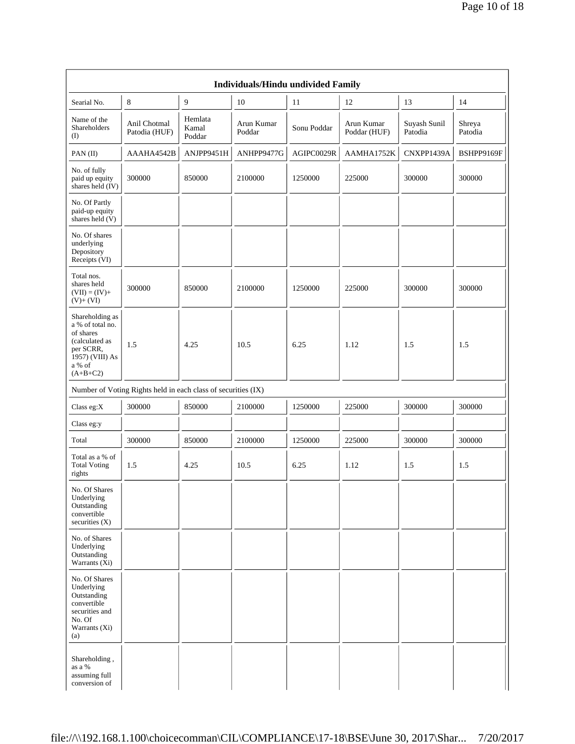| Individuals/Hindu undivided Family | | | | | | | |
|---|---|---|---|---|---|---|---|
| Searial No. | 8 | 9 | 10 | 11 | 12 | 13 | 14 |
| Name of the Shareholders (I) | Anil Chotmal Patodia (HUF) | Hemlata Kamal Poddar | Arun Kumar Poddar | Sonu Poddar | Arun Kumar Poddar (HUF) | Suyash Sunil Patodia | Shreya Patodia |
| PAN (II) | AAAHA4542B | ANJPP9451H | ANHPP9477G | AGIPC0029R | AAMHA1752K | CNXPP1439A | BSHPP9169F |
| No. of fully paid up equity shares held (IV) | 300000 | 850000 | 2100000 | 1250000 | 225000 | 300000 | 300000 |
| No. Of Partly paid-up equity shares held (V) | | | | | | | |
| No. Of shares underlying Depository Receipts (VI) | | | | | | | |
| Total nos. shares held (VII) = (IV)+ (V)+ (VI) | 300000 | 850000 | 2100000 | 1250000 | 225000 | 300000 | 300000 |
| Shareholding as a % of total no. of shares (calculated as per SCRR, 1957) (VIII) As a % of (A+B+C2) | 1.5 | 4.25 | 10.5 | 6.25 | 1.12 | 1.5 | 1.5 |
| Number of Voting Rights held in each class of securities (IX) | | | | | | | |
| Class eg:X | 300000 | 850000 | 2100000 | 1250000 | 225000 | 300000 | 300000 |
| Class eg:y | | | | | | | |
| Total | 300000 | 850000 | 2100000 | 1250000 | 225000 | 300000 | 300000 |
| Total as a % of Total Voting rights | 1.5 | 4.25 | 10.5 | 6.25 | 1.12 | 1.5 | 1.5 |
| No. Of Shares Underlying Outstanding convertible securities (X) | | | | | | | |
| No. of Shares Underlying Outstanding Warrants (Xi) | | | | | | | |
| No. Of Shares Underlying Outstanding convertible securities and No. Of Warrants (Xi) (a) | | | | | | | |
| Shareholding , as a % assuming full conversion of | | | | | | | |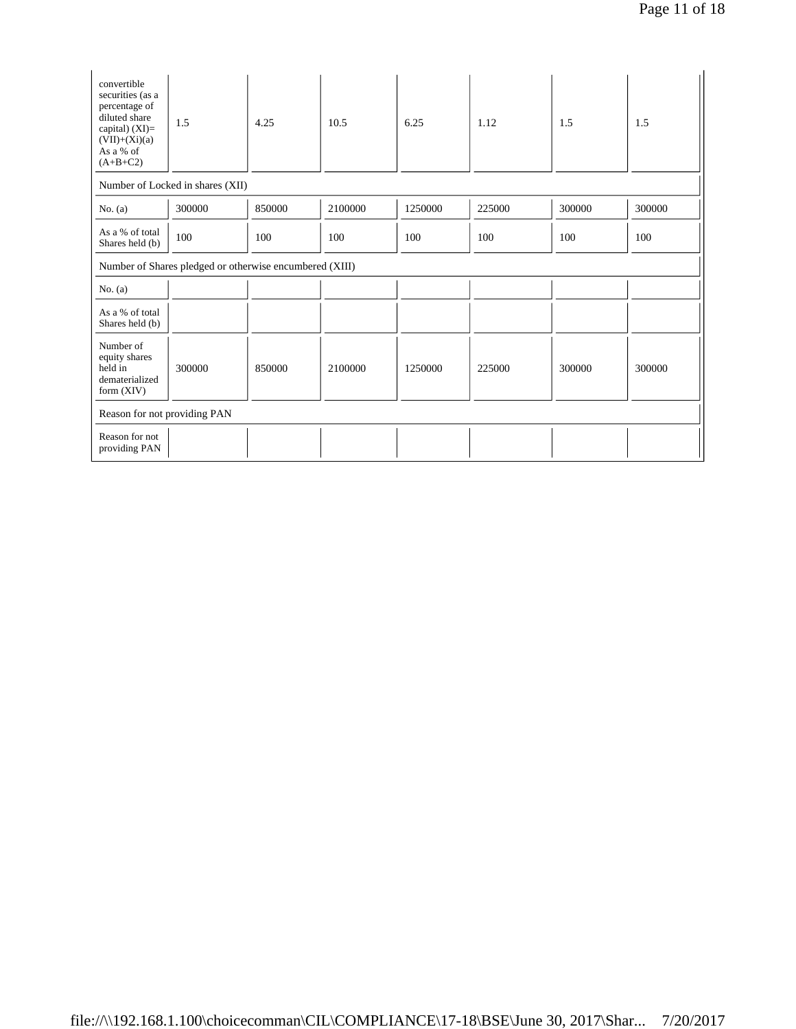| convertible securities (as a percentage of diluted share capital) (XI)= (VII)+(Xi)(a) As a % of (A+B+C2) | 1.5 | 4.25 | 10.5 | 6.25 | 1.12 | 1.5 | 1.5 |
|---|---|---|---|---|---|---|---|
| Number of Locked in shares (XII) | | | | | | | |
| No. (a) | 300000 | 850000 | 2100000 | 1250000 | 225000 | 300000 | 300000 |
| As a % of total Shares held (b) | 100 | 100 | 100 | 100 | 100 | 100 | 100 |
| Number of Shares pledged or otherwise encumbered (XIII) | | | | | | | |
| No. (a) | | | | | | | |
| As a % of total Shares held (b) | | | | | | | |
| Number of equity shares held in dematerialized form (XIV) | 300000 | 850000 | 2100000 | 1250000 | 225000 | 300000 | 300000 |
| Reason for not providing PAN | | | | | | | |
| Reason for not providing PAN | | | | | | | |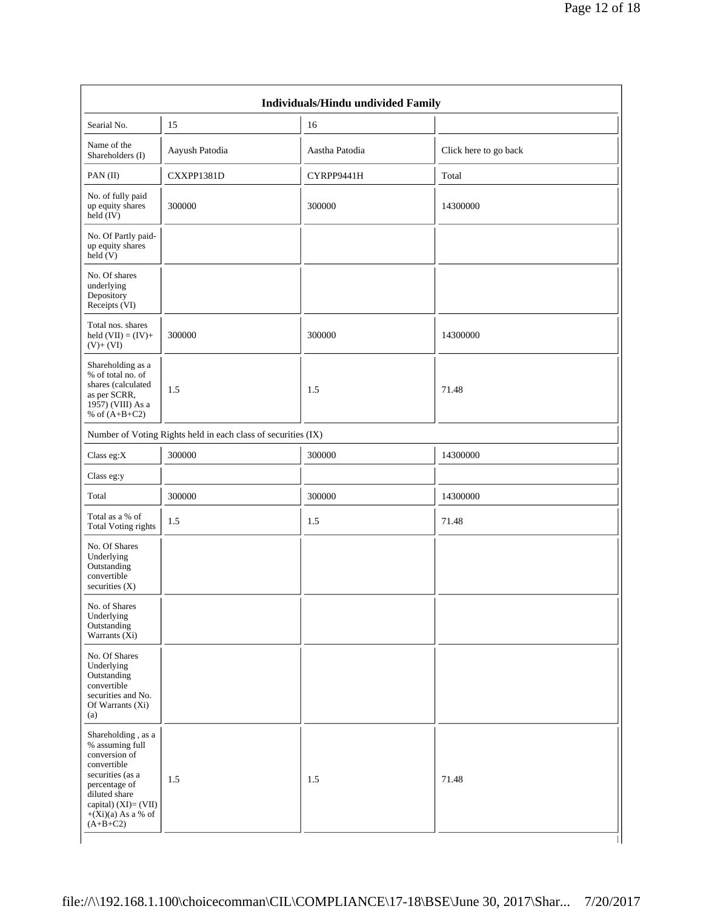| Individuals/Hindu undivided Family | | | |
|---|---|---|---|
| Searial No. | 15 | 16 | |
| Name of the Shareholders (I) | Aayush Patodia | Aastha Patodia | Click here to go back |
| PAN (II) | CXXPP1381D | CYRPP9441H | Total |
| No. of fully paid up equity shares held (IV) | 300000 | 300000 | 14300000 |
| No. Of Partly paid-up equity shares held (V) | | | |
| No. Of shares underlying Depository Receipts (VI) | | | |
| Total nos. shares held (VII) = (IV)+ (V)+ (VI) | 300000 | 300000 | 14300000 |
| Shareholding as a % of total no. of shares (calculated as per SCRR, 1957) (VIII) As a % of (A+B+C2) | 1.5 | 1.5 | 71.48 |
| Number of Voting Rights held in each class of securities (IX) | | | |
| Class eg:X | 300000 | 300000 | 14300000 |
| Class eg:y | | | |
| Total | 300000 | 300000 | 14300000 |
| Total as a % of Total Voting rights | 1.5 | 1.5 | 71.48 |
| No. Of Shares Underlying Outstanding convertible securities (X) | | | |
| No. of Shares Underlying Outstanding Warrants (Xi) | | | |
| No. Of Shares Underlying Outstanding convertible securities and No. Of Warrants (Xi) (a) | | | |
| Shareholding , as a % assuming full conversion of convertible securities (as a percentage of diluted share capital) (XI)= (VII) +(Xi)(a) As a % of (A+B+C2) | 1.5 | 1.5 | 71.48 |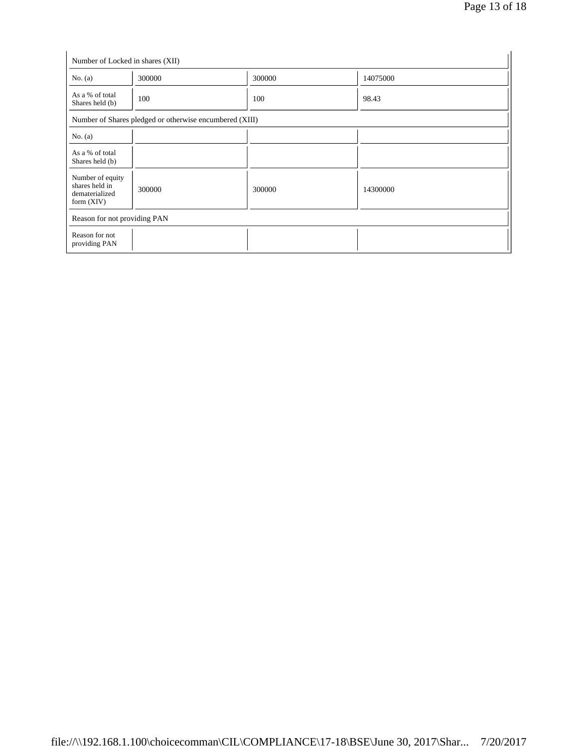| Number of Locked in shares (XII) | | | |
|---|---|---|---|
| No. (a) | 300000 | 300000 | 14075000 |
| As a % of total Shares held (b) | 100 | 100 | 98.43 |
| Number of Shares pledged or otherwise encumbered (XIII) | | | |
| No. (a) | | | |
| As a % of total Shares held (b) | | | |
| Number of equity shares held in dematerialized form (XIV) | 300000 | 300000 | 14300000 |
| Reason for not providing PAN | | | |
| Reason for not providing PAN | | | |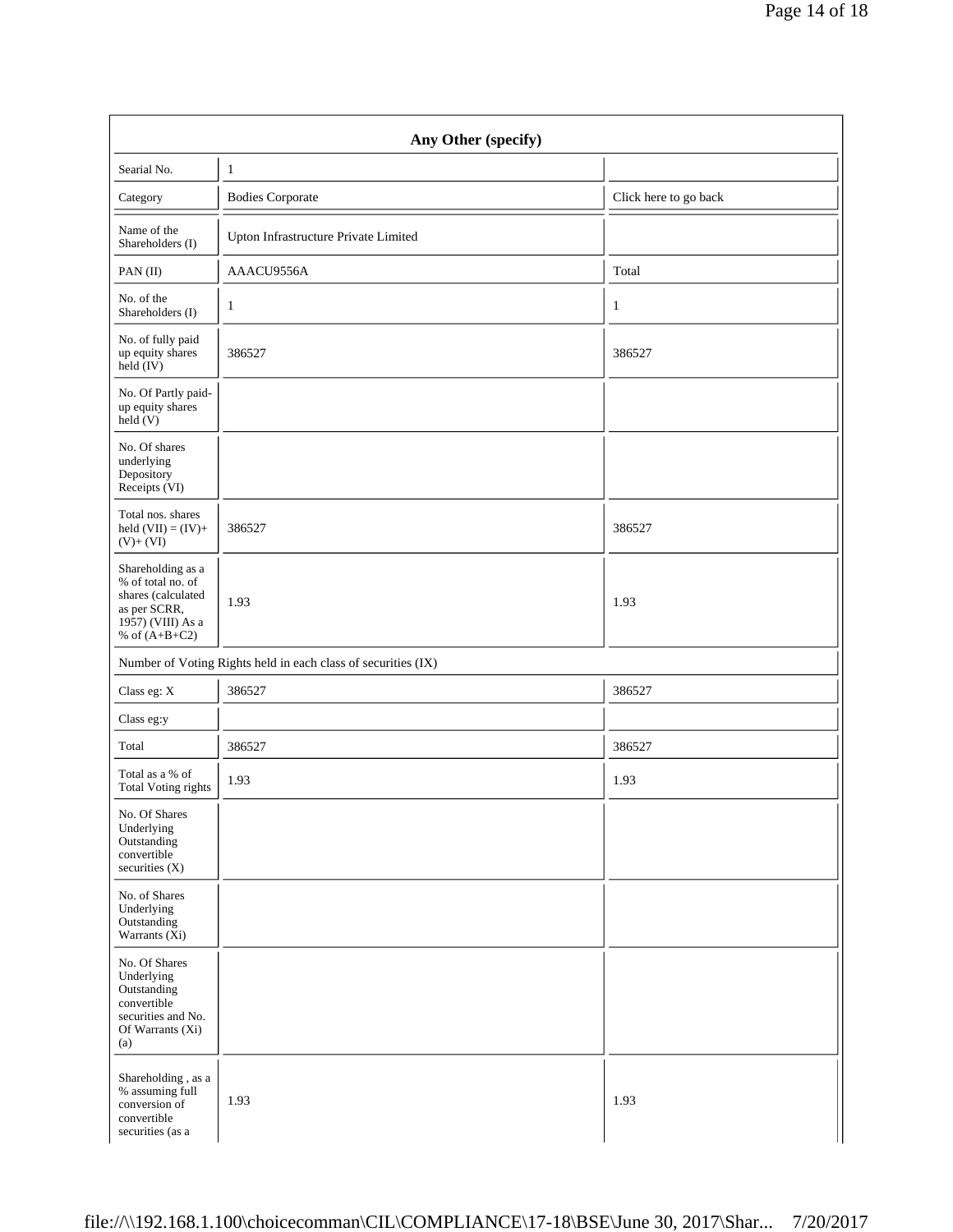| Any Other (specify) | | |
|---|---|---|
| Searial No. | 1 | |
| Category | Bodies Corporate | Click here to go back |
| Name of the Shareholders (I) | Upton Infrastructure Private Limited | |
| PAN (II) | AAACU9556A | Total |
| No. of the Shareholders (I) | 1 | 1 |
| No. of fully paid up equity shares held (IV) | 386527 | 386527 |
| No. Of Partly paid-up equity shares held (V) | | |
| No. Of shares underlying Depository Receipts (VI) | | |
| Total nos. shares held (VII) = (IV)+ (V)+ (VI) | 386527 | 386527 |
| Shareholding as a % of total no. of shares (calculated as per SCRR, 1957) (VIII) As a % of (A+B+C2) | 1.93 | 1.93 |
| Number of Voting Rights held in each class of securities (IX) | | |
| Class eg: X | 386527 | 386527 |
| Class eg:y | | |
| Total | 386527 | 386527 |
| Total as a % of Total Voting rights | 1.93 | 1.93 |
| No. Of Shares Underlying Outstanding convertible securities (X) | | |
| No. of Shares Underlying Outstanding Warrants (Xi) | | |
| No. Of Shares Underlying Outstanding convertible securities and No. Of Warrants (Xi) (a) | | |
| Shareholding , as a % assuming full conversion of convertible securities (as a | 1.93 | 1.93 |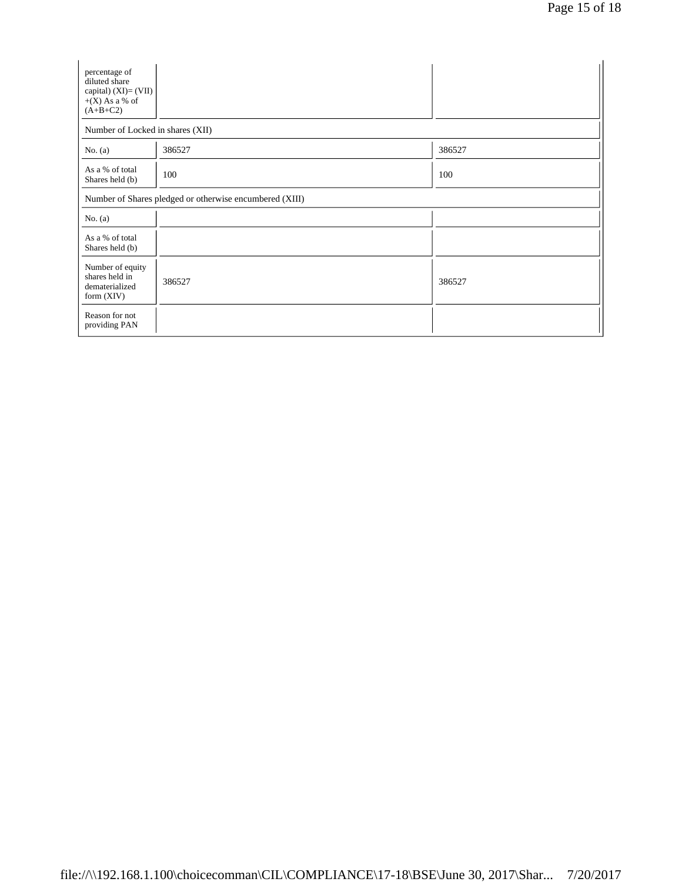| percentage of diluted share capital) (XI)= (VII)+(X) As a % of (A+B+C2) | | |
|---|---|---|
| Number of Locked in shares (XII) | | |
| No. (a) | 386527 | 386527 |
| As a % of total Shares held (b) | 100 | 100 |
| Number of Shares pledged or otherwise encumbered (XIII) | | |
| No. (a) | | |
| As a % of total Shares held (b) | | |
| Number of equity shares held in dematerialized form (XIV) | 386527 | 386527 |
| Reason for not providing PAN | | |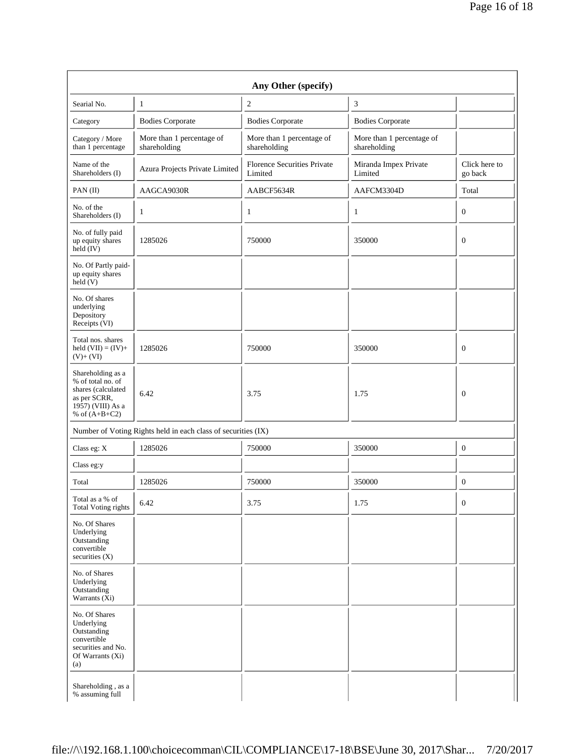| Any Other (specify) | | | | |
|---|---|---|---|---|
| Searial No. | 1 | 2 | 3 | |
| Category | Bodies Corporate | Bodies Corporate | Bodies Corporate | |
| Category / More than 1 percentage | More than 1 percentage of shareholding | More than 1 percentage of shareholding | More than 1 percentage of shareholding | |
| Name of the Shareholders (I) | Azura Projects Private Limited | Florence Securities Private Limited | Miranda Impex Private Limited | Click here to go back |
| PAN (II) | AAGCA9030R | AABCF5634R | AAFCM3304D | Total |
| No. of the Shareholders (I) | 1 | 1 | 1 | 0 |
| No. of fully paid up equity shares held (IV) | 1285026 | 750000 | 350000 | 0 |
| No. Of Partly paid-up equity shares held (V) | | | | |
| No. Of shares underlying Depository Receipts (VI) | | | | |
| Total nos. shares held (VII) = (IV)+(V)+ (VI) | 1285026 | 750000 | 350000 | 0 |
| Shareholding as a % of total no. of shares (calculated as per SCRR, 1957) (VIII) As a % of (A+B+C2) | 6.42 | 3.75 | 1.75 | 0 |
| Number of Voting Rights held in each class of securities (IX) | | | | |
| Class eg: X | 1285026 | 750000 | 350000 | 0 |
| Class eg:y | | | | |
| Total | 1285026 | 750000 | 350000 | 0 |
| Total as a % of Total Voting rights | 6.42 | 3.75 | 1.75 | 0 |
| No. Of Shares Underlying Outstanding convertible securities (X) | | | | |
| No. of Shares Underlying Outstanding Warrants (Xi) | | | | |
| No. Of Shares Underlying Outstanding convertible securities and No. Of Warrants (Xi) (a) | | | | |
| Shareholding , as a % assuming full | | | | |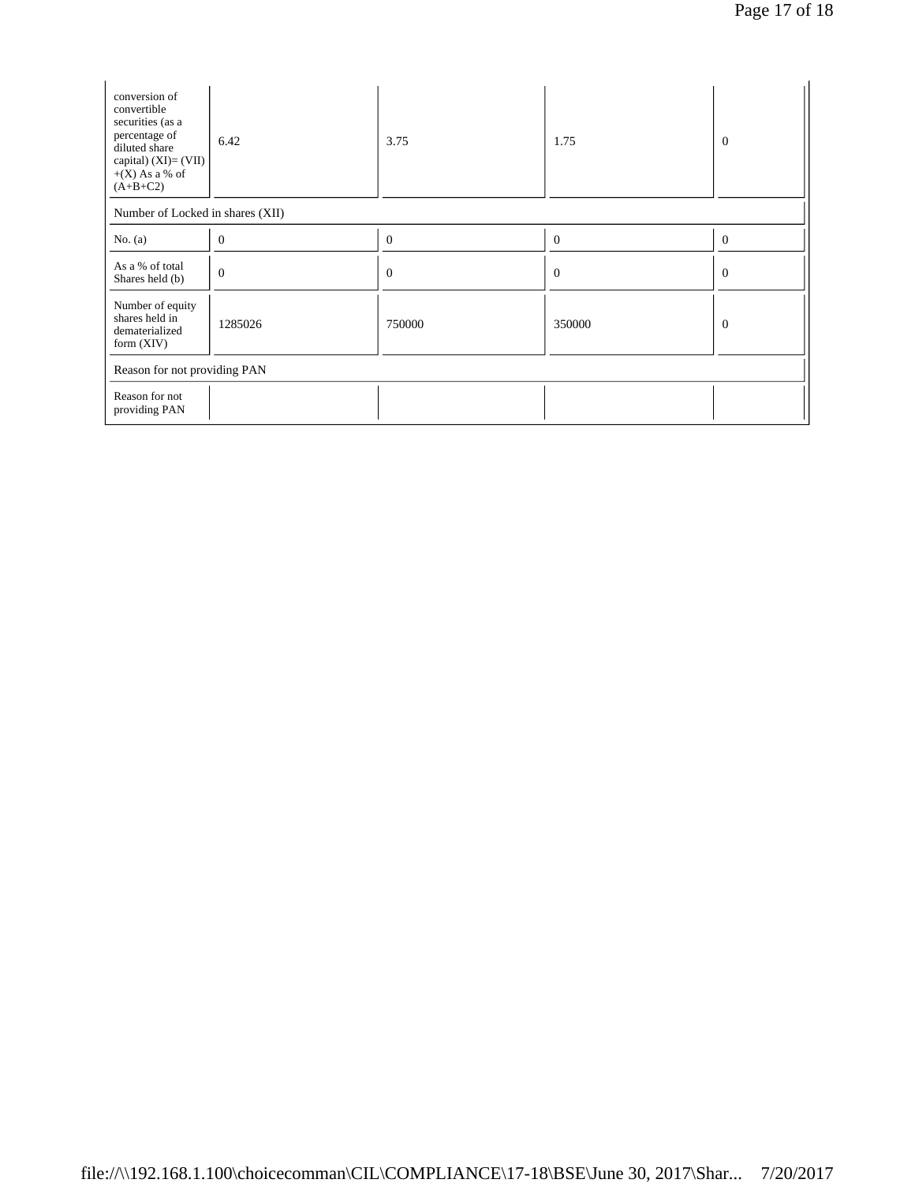| conversion of convertible securities (as a percentage of diluted share capital) (XI)= (VII) +(X) As a % of (A+B+C2) | 6.42 | 3.75 | 1.75 | 0 |
|---|---|---|---|---|
| Number of Locked in shares (XII) | | | | |
| No. (a) | 0 | 0 | 0 | 0 |
| As a % of total Shares held (b) | 0 | 0 | 0 | 0 |
| Number of equity shares held in dematerialized form (XIV) | 1285026 | 750000 | 350000 | 0 |
| Reason for not providing PAN | | | | |
| Reason for not providing PAN | | | | |